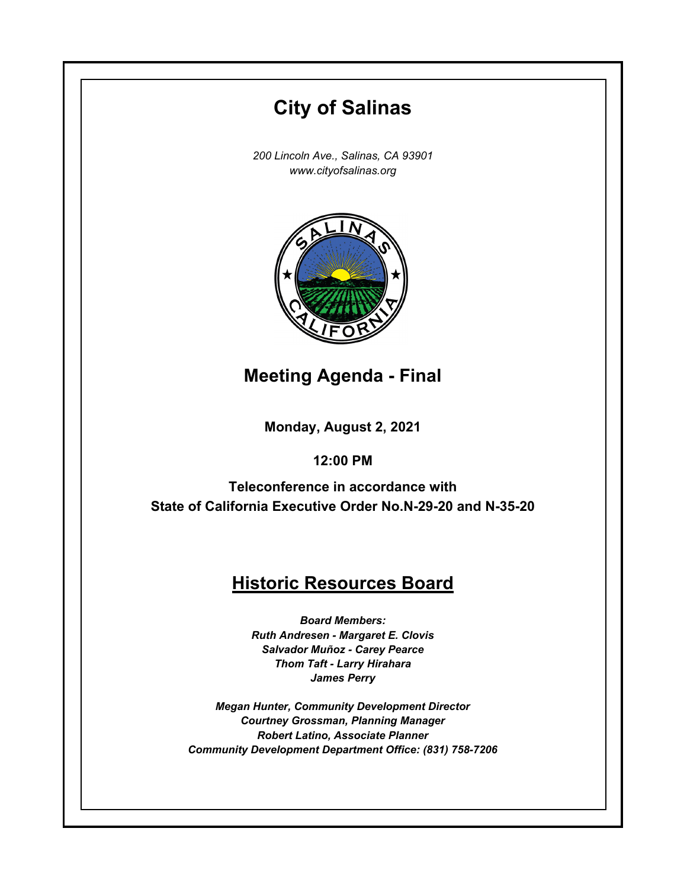# City of Salinas

*200 Lincoln Ave., Salinas, CA 93901*
*www.cityofsalinas.org*

## Meeting Agenda - Final

**Monday, August 2, 2021**

**12:00 PM**

**Teleconference in accordance with State of California Executive Order No.N-29-20 and N-35-20**

## Historic Resources Board

***Board Members:***
***Ruth Andresen - Margaret E. Clovis***
***Salvador Muñoz - Carey Pearce***
***Thom Taft - Larry Hirahara***
***James Perry***

***Megan Hunter, Community Development Director***
***Courtney Grossman, Planning Manager***
***Robert Latino, Associate Planner***
***Community Development Department Office: (831) 758-7206***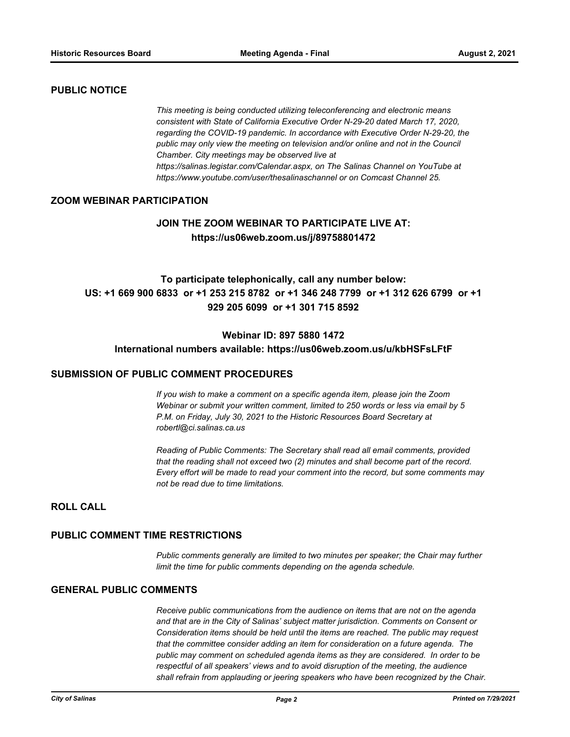## PUBLIC NOTICE

*This meeting is being conducted utilizing teleconferencing and electronic means consistent with State of California Executive Order N-29-20 dated March 17, 2020, regarding the COVID-19 pandemic. In accordance with Executive Order N-29-20, the public may only view the meeting on television and/or online and not in the Council Chamber. City meetings may be observed live at https://salinas.legistar.com/Calendar.aspx, on The Salinas Channel on YouTube at https://www.youtube.com/user/thesalinaschannel or on Comcast Channel 25.*

## ZOOM WEBINAR PARTICIPATION

**JOIN THE ZOOM WEBINAR TO PARTICIPATE LIVE AT:**
**https://us06web.zoom.us/j/89758801472**

**To participate telephonically, call any number below:**
**US: +1 669 900 6833 or +1 253 215 8782 or +1 346 248 7799 or +1 312 626 6799 or +1 929 205 6099 or +1 301 715 8592**

**Webinar ID: 897 5880 1472**
**International numbers available: https://us06web.zoom.us/u/kbHSFsLFtF**

## SUBMISSION OF PUBLIC COMMENT PROCEDURES

*If you wish to make a comment on a specific agenda item, please join the Zoom Webinar or submit your written comment, limited to 250 words or less via email by 5 P.M. on Friday, July 30, 2021 to the Historic Resources Board Secretary at robertl@ci.salinas.ca.us*

*Reading of Public Comments: The Secretary shall read all email comments, provided that the reading shall not exceed two (2) minutes and shall become part of the record. Every effort will be made to read your comment into the record, but some comments may not be read due to time limitations.*

## ROLL CALL

## PUBLIC COMMENT TIME RESTRICTIONS

*Public comments generally are limited to two minutes per speaker; the Chair may further limit the time for public comments depending on the agenda schedule.*

## GENERAL PUBLIC COMMENTS

*Receive public communications from the audience on items that are not on the agenda and that are in the City of Salinas' subject matter jurisdiction. Comments on Consent or Consideration items should be held until the items are reached. The public may request that the committee consider adding an item for consideration on a future agenda. The public may comment on scheduled agenda items as they are considered. In order to be respectful of all speakers' views and to avoid disruption of the meeting, the audience shall refrain from applauding or jeering speakers who have been recognized by the Chair.*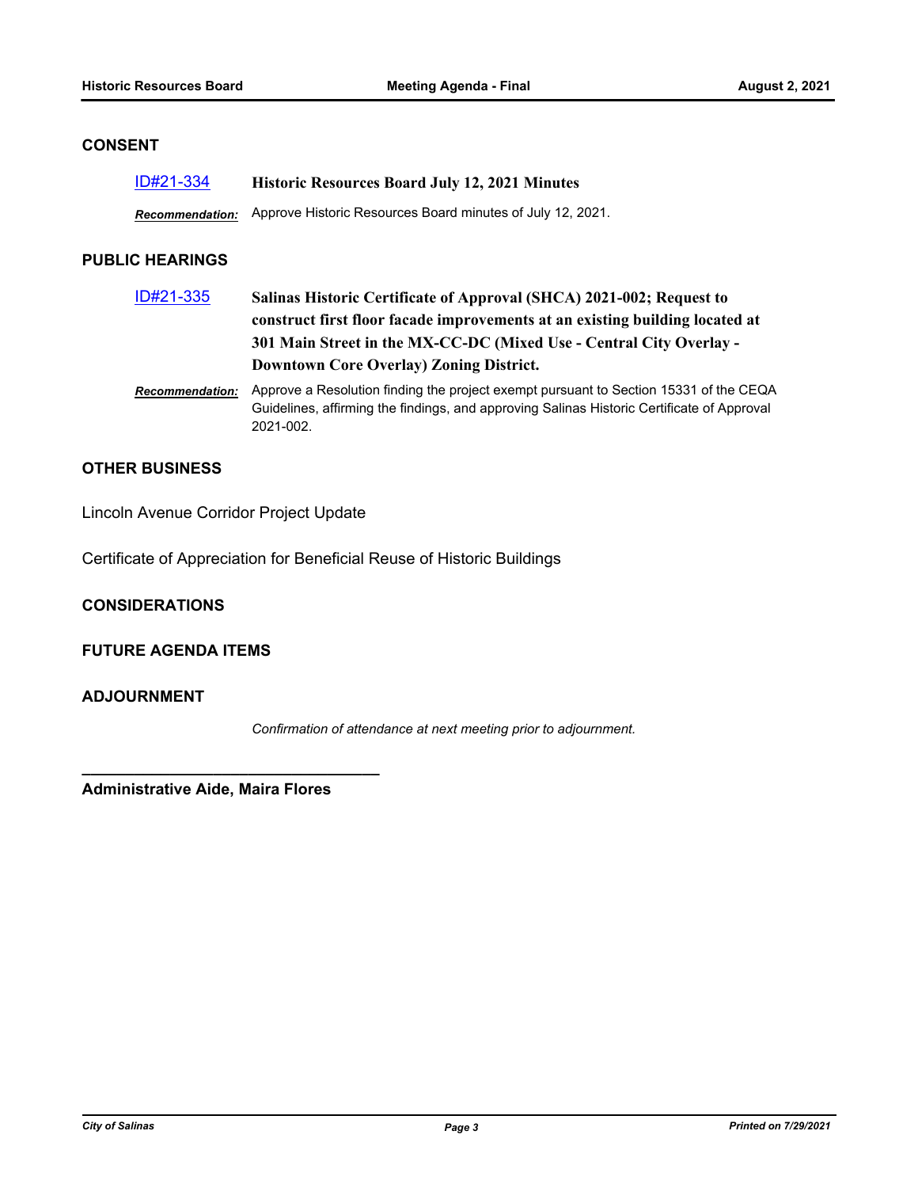## CONSENT

ID#21-334 **Historic Resources Board July 12, 2021 Minutes**

***Recommendation:*** Approve Historic Resources Board minutes of July 12, 2021.

## PUBLIC HEARINGS

ID#21-335 **Salinas Historic Certificate of Approval (SHCA) 2021-002; Request to construct first floor facade improvements at an existing building located at 301 Main Street in the MX-CC-DC (Mixed Use - Central City Overlay - Downtown Core Overlay) Zoning District.**

***Recommendation:*** Approve a Resolution finding the project exempt pursuant to Section 15331 of the CEQA Guidelines, affirming the findings, and approving Salinas Historic Certificate of Approval 2021-002.

## OTHER BUSINESS

Lincoln Avenue Corridor Project Update

Certificate of Appreciation for Beneficial Reuse of Historic Buildings

## CONSIDERATIONS

## FUTURE AGENDA ITEMS

## ADJOURNMENT

*Confirmation of attendance at next meeting prior to adjournment.*

\_\_\_\_\_\_\_\_\_\_\_\_\_\_\_\_\_\_\_\_\_\_\_\_\_\_\_\_\_\_\_\_\_\_\_

**Administrative Aide, Maira Flores**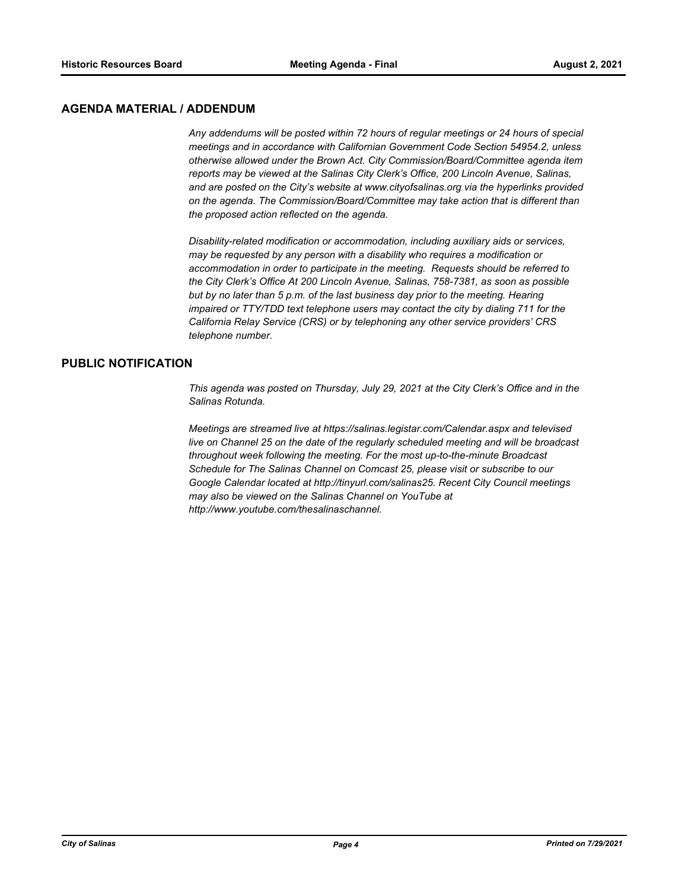## AGENDA MATERIAL / ADDENDUM

*Any addendums will be posted within 72 hours of regular meetings or 24 hours of special meetings and in accordance with Californian Government Code Section 54954.2, unless otherwise allowed under the Brown Act. City Commission/Board/Committee agenda item reports may be viewed at the Salinas City Clerk's Office, 200 Lincoln Avenue, Salinas, and are posted on the City's website at www.cityofsalinas.org via the hyperlinks provided on the agenda. The Commission/Board/Committee may take action that is different than the proposed action reflected on the agenda.*

*Disability-related modification or accommodation, including auxiliary aids or services, may be requested by any person with a disability who requires a modification or accommodation in order to participate in the meeting. Requests should be referred to the City Clerk's Office At 200 Lincoln Avenue, Salinas, 758-7381, as soon as possible but by no later than 5 p.m. of the last business day prior to the meeting. Hearing impaired or TTY/TDD text telephone users may contact the city by dialing 711 for the California Relay Service (CRS) or by telephoning any other service providers' CRS telephone number.*

## PUBLIC NOTIFICATION

*This agenda was posted on Thursday, July 29, 2021 at the City Clerk's Office and in the Salinas Rotunda.*

*Meetings are streamed live at https://salinas.legistar.com/Calendar.aspx and televised live on Channel 25 on the date of the regularly scheduled meeting and will be broadcast throughout week following the meeting. For the most up-to-the-minute Broadcast Schedule for The Salinas Channel on Comcast 25, please visit or subscribe to our Google Calendar located at http://tinyurl.com/salinas25. Recent City Council meetings may also be viewed on the Salinas Channel on YouTube at http://www.youtube.com/thesalinaschannel.*